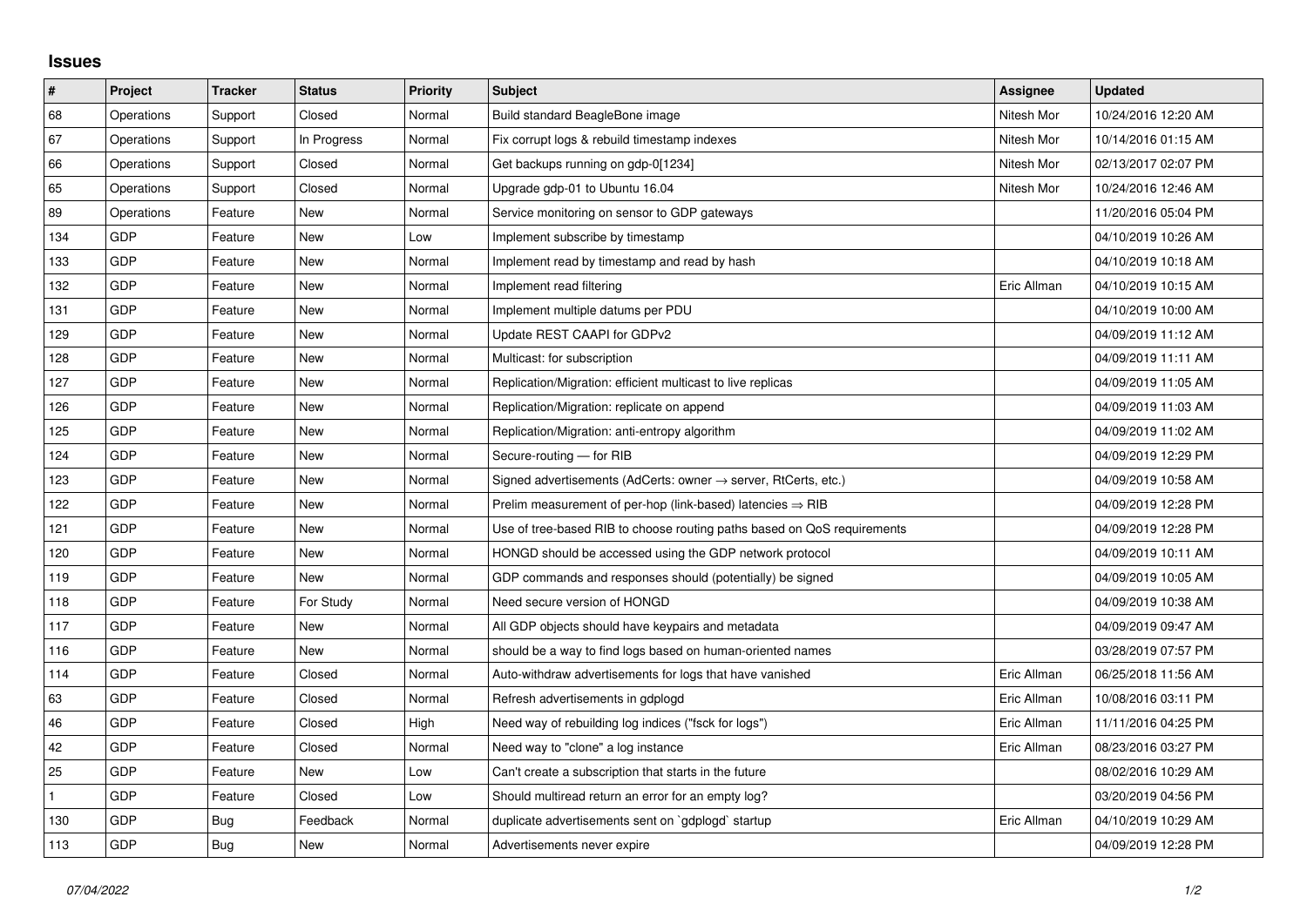# Issues

| # | Project | Tracker | Status | Priority | Subject | Assignee | Updated |
|---|---|---|---|---|---|---|---|
| 68 | Operations | Support | Closed | Normal | Build standard BeagleBone image | Nitesh Mor | 10/24/2016 12:20 AM |
| 67 | Operations | Support | In Progress | Normal | Fix corrupt logs & rebuild timestamp indexes | Nitesh Mor | 10/14/2016 01:15 AM |
| 66 | Operations | Support | Closed | Normal | Get backups running on gdp-0[1234] | Nitesh Mor | 02/13/2017 02:07 PM |
| 65 | Operations | Support | Closed | Normal | Upgrade gdp-01 to Ubuntu 16.04 | Nitesh Mor | 10/24/2016 12:46 AM |
| 89 | Operations | Feature | New | Normal | Service monitoring on sensor to GDP gateways | | 11/20/2016 05:04 PM |
| 134 | GDP | Feature | New | Low | Implement subscribe by timestamp | | 04/10/2019 10:26 AM |
| 133 | GDP | Feature | New | Normal | Implement read by timestamp and read by hash | | 04/10/2019 10:18 AM |
| 132 | GDP | Feature | New | Normal | Implement read filtering | Eric Allman | 04/10/2019 10:15 AM |
| 131 | GDP | Feature | New | Normal | Implement multiple datums per PDU | | 04/10/2019 10:00 AM |
| 129 | GDP | Feature | New | Normal | Update REST CAAPI for GDPv2 | | 04/09/2019 11:12 AM |
| 128 | GDP | Feature | New | Normal | Multicast: for subscription | | 04/09/2019 11:11 AM |
| 127 | GDP | Feature | New | Normal | Replication/Migration: efficient multicast to live replicas | | 04/09/2019 11:05 AM |
| 126 | GDP | Feature | New | Normal | Replication/Migration: replicate on append | | 04/09/2019 11:03 AM |
| 125 | GDP | Feature | New | Normal | Replication/Migration: anti-entropy algorithm | | 04/09/2019 11:02 AM |
| 124 | GDP | Feature | New | Normal | Secure-routing — for RIB | | 04/09/2019 12:29 PM |
| 123 | GDP | Feature | New | Normal | Signed advertisements (AdCerts: owner → server, RtCerts, etc.) | | 04/09/2019 10:58 AM |
| 122 | GDP | Feature | New | Normal | Prelim measurement of per-hop (link-based) latencies ⇒ RIB | | 04/09/2019 12:28 PM |
| 121 | GDP | Feature | New | Normal | Use of tree-based RIB to choose routing paths based on QoS requirements | | 04/09/2019 12:28 PM |
| 120 | GDP | Feature | New | Normal | HONGD should be accessed using the GDP network protocol | | 04/09/2019 10:11 AM |
| 119 | GDP | Feature | New | Normal | GDP commands and responses should (potentially) be signed | | 04/09/2019 10:05 AM |
| 118 | GDP | Feature | For Study | Normal | Need secure version of HONGD | | 04/09/2019 10:38 AM |
| 117 | GDP | Feature | New | Normal | All GDP objects should have keypairs and metadata | | 04/09/2019 09:47 AM |
| 116 | GDP | Feature | New | Normal | should be a way to find logs based on human-oriented names | | 03/28/2019 07:57 PM |
| 114 | GDP | Feature | Closed | Normal | Auto-withdraw advertisements for logs that have vanished | Eric Allman | 06/25/2018 11:56 AM |
| 63 | GDP | Feature | Closed | Normal | Refresh advertisements in gdplogd | Eric Allman | 10/08/2016 03:11 PM |
| 46 | GDP | Feature | Closed | High | Need way of rebuilding log indices ("fsck for logs") | Eric Allman | 11/11/2016 04:25 PM |
| 42 | GDP | Feature | Closed | Normal | Need way to "clone" a log instance | Eric Allman | 08/23/2016 03:27 PM |
| 25 | GDP | Feature | New | Low | Can't create a subscription that starts in the future | | 08/02/2016 10:29 AM |
| 1 | GDP | Feature | Closed | Low | Should multiread return an error for an empty log? | | 03/20/2019 04:56 PM |
| 130 | GDP | Bug | Feedback | Normal | duplicate advertisements sent on `gdplogd` startup | Eric Allman | 04/10/2019 10:29 AM |
| 113 | GDP | Bug | New | Normal | Advertisements never expire | | 04/09/2019 12:28 PM |

*07/04/2022*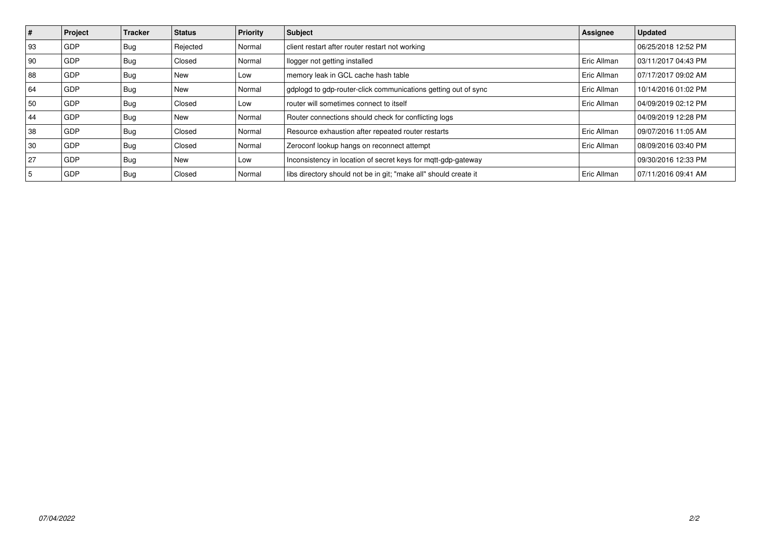| # | Project | Tracker | Status | Priority | Subject | Assignee | Updated |
|---|---|---|---|---|---|---|---|
| 93 | GDP | Bug | Rejected | Normal | client restart after router restart not working | | 06/25/2018 12:52 PM |
| 90 | GDP | Bug | Closed | Normal | llogger not getting installed | Eric Allman | 03/11/2017 04:43 PM |
| 88 | GDP | Bug | New | Low | memory leak in GCL cache hash table | Eric Allman | 07/17/2017 09:02 AM |
| 64 | GDP | Bug | New | Normal | gdplogd to gdp-router-click communications getting out of sync | Eric Allman | 10/14/2016 01:02 PM |
| 50 | GDP | Bug | Closed | Low | router will sometimes connect to itself | Eric Allman | 04/09/2019 02:12 PM |
| 44 | GDP | Bug | New | Normal | Router connections should check for conflicting logs | | 04/09/2019 12:28 PM |
| 38 | GDP | Bug | Closed | Normal | Resource exhaustion after repeated router restarts | Eric Allman | 09/07/2016 11:05 AM |
| 30 | GDP | Bug | Closed | Normal | Zeroconf lookup hangs on reconnect attempt | Eric Allman | 08/09/2016 03:40 PM |
| 27 | GDP | Bug | New | Low | Inconsistency in location of secret keys for mqtt-gdp-gateway | | 09/30/2016 12:33 PM |
| 5 | GDP | Bug | Closed | Normal | libs directory should not be in git; "make all" should create it | Eric Allman | 07/11/2016 09:41 AM |

*07/04/2022*